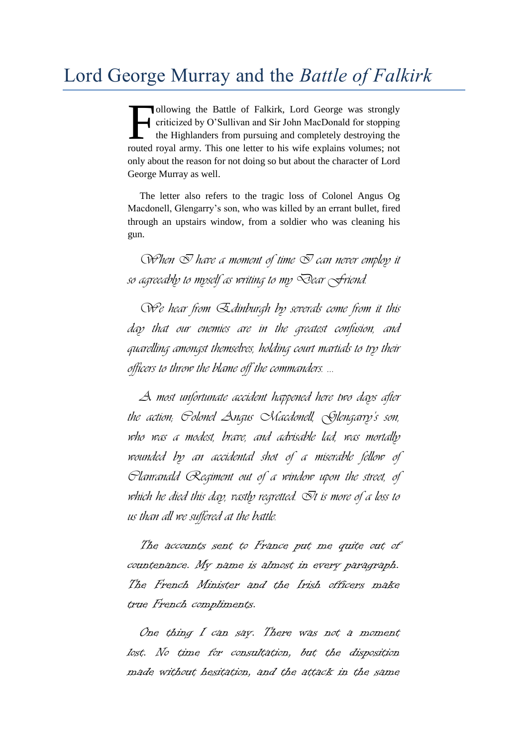# Lord George Murray and the *Battle of Falkirk*

Following the Battle of Falkirk, Lord George was strongly criticized by O'Sullivan and Sir John MacDonald for stopping the Highlanders from pursuing and completely destroying the routed royal army. This one letter to his wife explains volumes; not only about the reason for not doing so but about the character of Lord George Murray as well.

The letter also refers to the tragic loss of Colonel Angus Og Macdonell, Glengarry's son, who was killed by an errant bullet, fired through an upstairs window, from a soldier who was cleaning his gun.

*When I have a moment of time I can never employ it so agreeably to myself as writing to my Dear Friend.*

*We hear from Edinburgh by severals come from it this day that our enemies are in the greatest confusion, and quarelling amongst themselves, holding court martials to try their officers to throw the blame off the commanders. ...*

*A most unfortunate accident happened here two days after the action; Colonel Angus Macdonell, Glengarry's son, who was a modest, brave, and advisable lad, was mortally wounded by an accidental shot of a miserable fellow of Clanranald Regiment out of a window upon the street, of which he died this day, vastly regretted. It is more of a loss to us than all we suffered at the battle.*

*The accounts sent to France put me quite out of countenance. My name is almost in every paragraph. The French Minister and the Irish officers make true French compliments.*

*One thing I can say. There was not a moment lost. No time for consultation, but the disposition made without hesitation, and the attack in the same*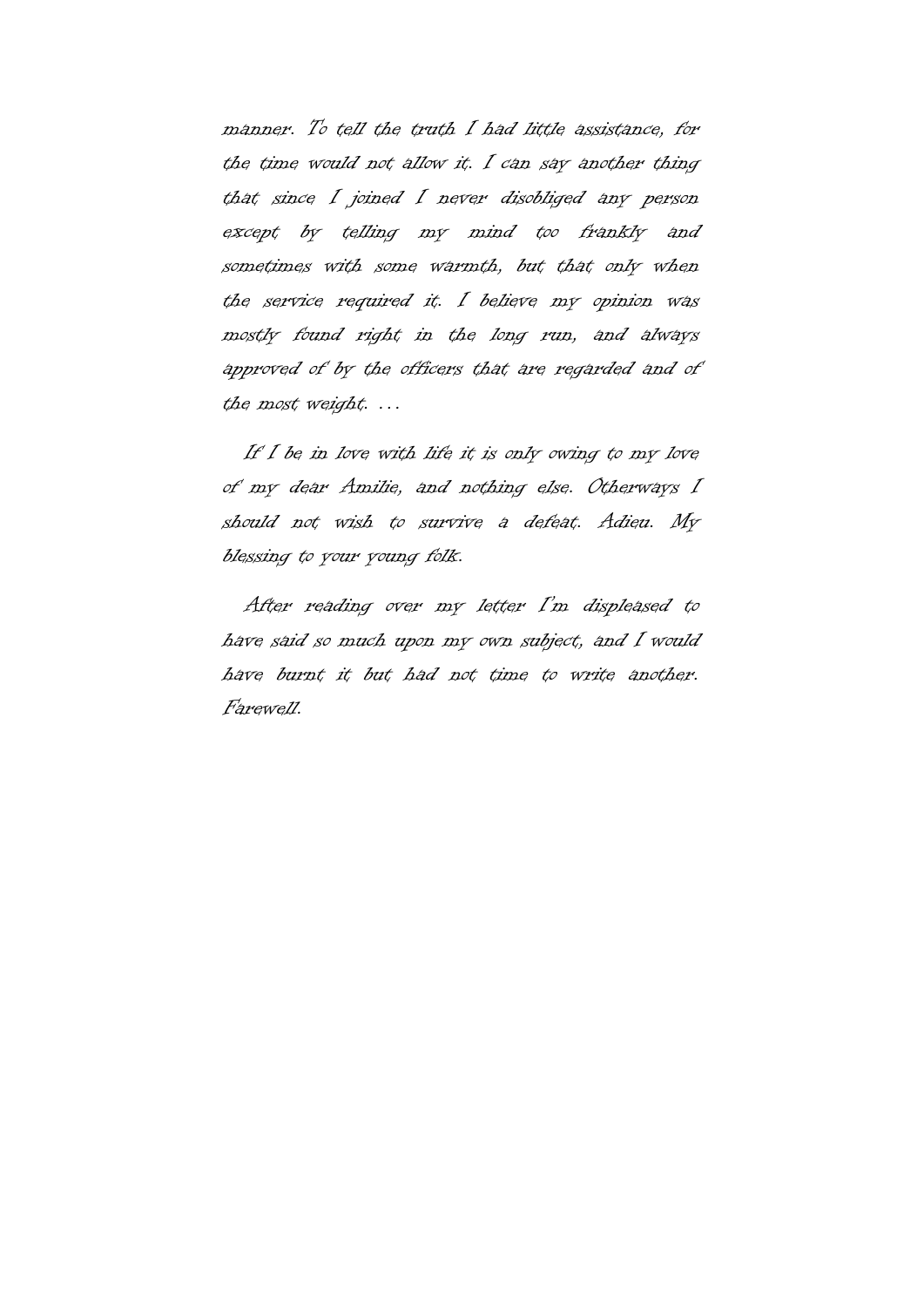*manner. To tell the truth I had little assistance, for the time would not allow it. I can say another thing that since I joined I never disobliged any person except by telling my mind too frankly and sometimes with some warmth, but that only when the service required it. I believe my opinion was mostly found right in the long run, and always approved of by the officers that are regarded and of the most weight. . . .*

*If I be in love with life it is only owing to my love of my dear Amilie, and nothing else. Otherways I should not wish to survive a defeat. Adieu. My blessing to your young folk.*

*After reading over my letter I'm displeased to have said so much upon my own subject, and I would have burnt it but had not time to write another. Farewell.*